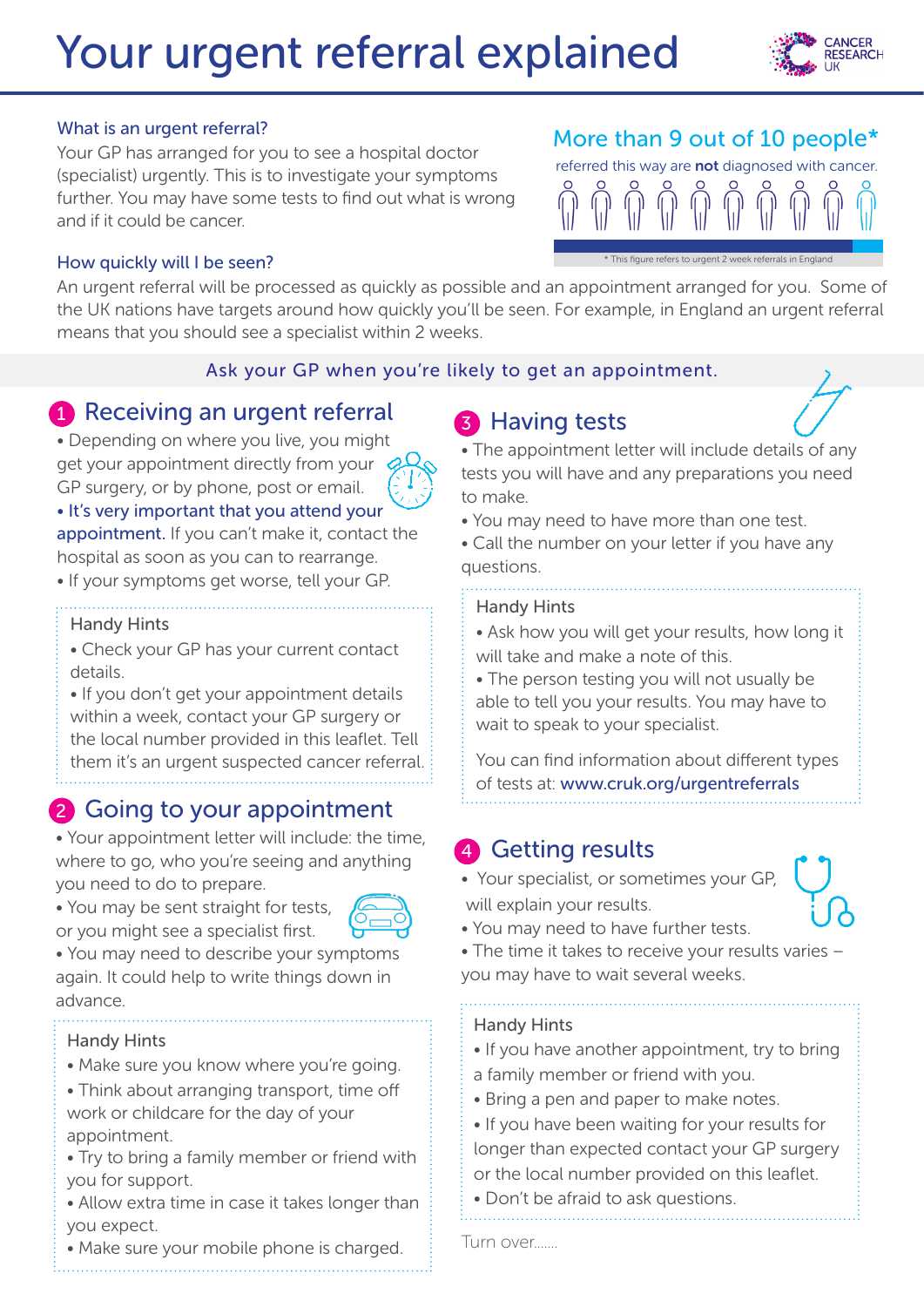# Your urgent referral explained

CANCER RESEARCH UK

## What is an urgent referral?

Your GP has arranged for you to see a hospital doctor (specialist) urgently. This is to investigate your symptoms further. You may have some tests to find out what is wrong and if it could be cancer.

## More than 9 out of 10 people*

referred this way are **not** diagnosed with cancer.

\* This figure refers to urgent 2 week referrals in England

## How quickly will I be seen?

An urgent referral will be processed as quickly as possible and an appointment arranged for you. Some of the UK nations have targets around how quickly you'll be seen. For example, in England an urgent referral means that you should see a specialist within 2 weeks.

Ask your GP when you're likely to get an appointment.

## 1 Receiving an urgent referral

- Depending on where you live, you might get your appointment directly from your GP surgery, or by phone, post or email.
- It's very important that you attend your appointment. If you can't make it, contact the hospital as soon as you can to rearrange.
- If your symptoms get worse, tell your GP.

### Handy Hints

- Check your GP has your current contact details.
- If you don't get your appointment details within a week, contact your GP surgery or the local number provided in this leaflet. Tell them it's an urgent suspected cancer referral.

## 2 Going to your appointment

- Your appointment letter will include: the time, where to go, who you're seeing and anything you need to do to prepare.
- You may be sent straight for tests, or you might see a specialist first.
- You may need to describe your symptoms again. It could help to write things down in advance.

### Handy Hints

- Make sure you know where you're going.
- Think about arranging transport, time off work or childcare for the day of your appointment.
- Try to bring a family member or friend with you for support.
- Allow extra time in case it takes longer than you expect.
- Make sure your mobile phone is charged.

## 3 Having tests

- The appointment letter will include details of any tests you will have and any preparations you need to make.
- You may need to have more than one test.
- Call the number on your letter if you have any questions.

### Handy Hints

- Ask how you will get your results, how long it will take and make a note of this.
- The person testing you will not usually be able to tell you your results. You may have to wait to speak to your specialist.

You can find information about different types of tests at: www.cruk.org/urgentreferrals

## 4 Getting results

- Your specialist, or sometimes your GP, will explain your results.
- You may need to have further tests.
- The time it takes to receive your results varies – you may have to wait several weeks.

### Handy Hints

- If you have another appointment, try to bring a family member or friend with you.
- Bring a pen and paper to make notes.
- If you have been waiting for your results for longer than expected contact your GP surgery or the local number provided on this leaflet.
- Don't be afraid to ask questions.

Turn over.......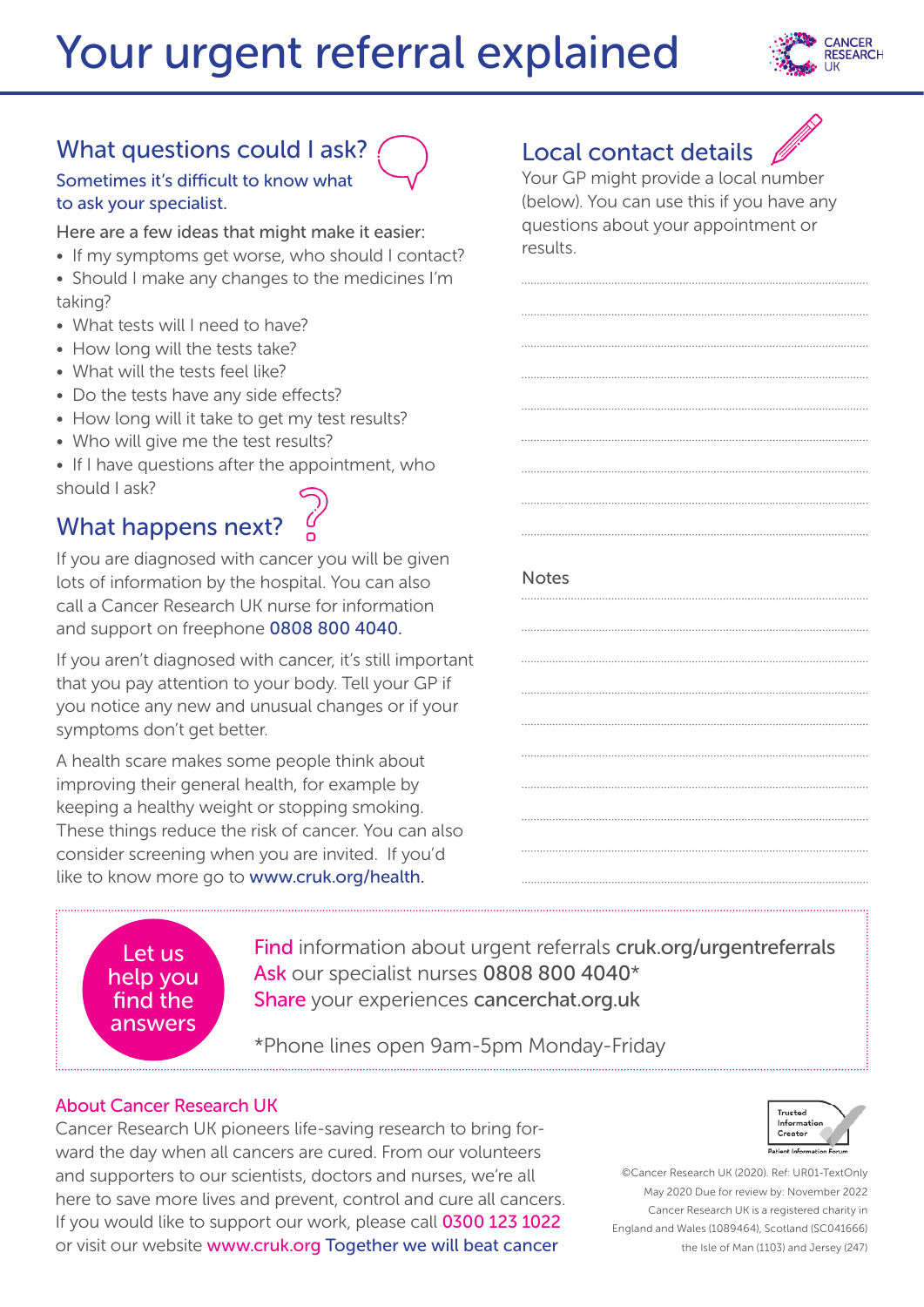# Your urgent referral explained

## What questions could I ask?

Sometimes it's difficult to know what to ask your specialist.

Here are a few ideas that might make it easier:

- If my symptoms get worse, who should I contact?
- Should I make any changes to the medicines I'm taking?
- What tests will I need to have?
- How long will the tests take?
- What will the tests feel like?
- Do the tests have any side effects?
- How long will it take to get my test results?
- Who will give me the test results?
- If I have questions after the appointment, who should I ask?

## What happens next?

If you are diagnosed with cancer you will be given lots of information by the hospital. You can also call a Cancer Research UK nurse for information and support on freephone 0808 800 4040.

If you aren't diagnosed with cancer, it's still important that you pay attention to your body. Tell your GP if you notice any new and unusual changes or if your symptoms don't get better.

A health scare makes some people think about improving their general health, for example by keeping a healthy weight or stopping smoking. These things reduce the risk of cancer. You can also consider screening when you are invited. If you'd like to know more go to www.cruk.org/health.

## Local contact details

Your GP might provide a local number (below). You can use this if you have any questions about your appointment or results.

## Notes

**Let us help you find the answers**

Find information about urgent referrals cruk.org/urgentreferrals
Ask our specialist nurses 0808 800 4040*
Share your experiences cancerchat.org.uk

*Phone lines open 9am-5pm Monday-Friday

### About Cancer Research UK

Cancer Research UK pioneers life-saving research to bring forward the day when all cancers are cured. From our volunteers and supporters to our scientists, doctors and nurses, we're all here to save more lives and prevent, control and cure all cancers. If you would like to support our work, please call 0300 123 1022 or visit our website www.cruk.org Together we will beat cancer

Trusted Information Creator
Patient Information Forum

©Cancer Research UK (2020). Ref: UR01-TextOnly
May 2020 Due for review by: November 2022
Cancer Research UK is a registered charity in England and Wales (1089464), Scotland (SC041666) the Isle of Man (1103) and Jersey (247)